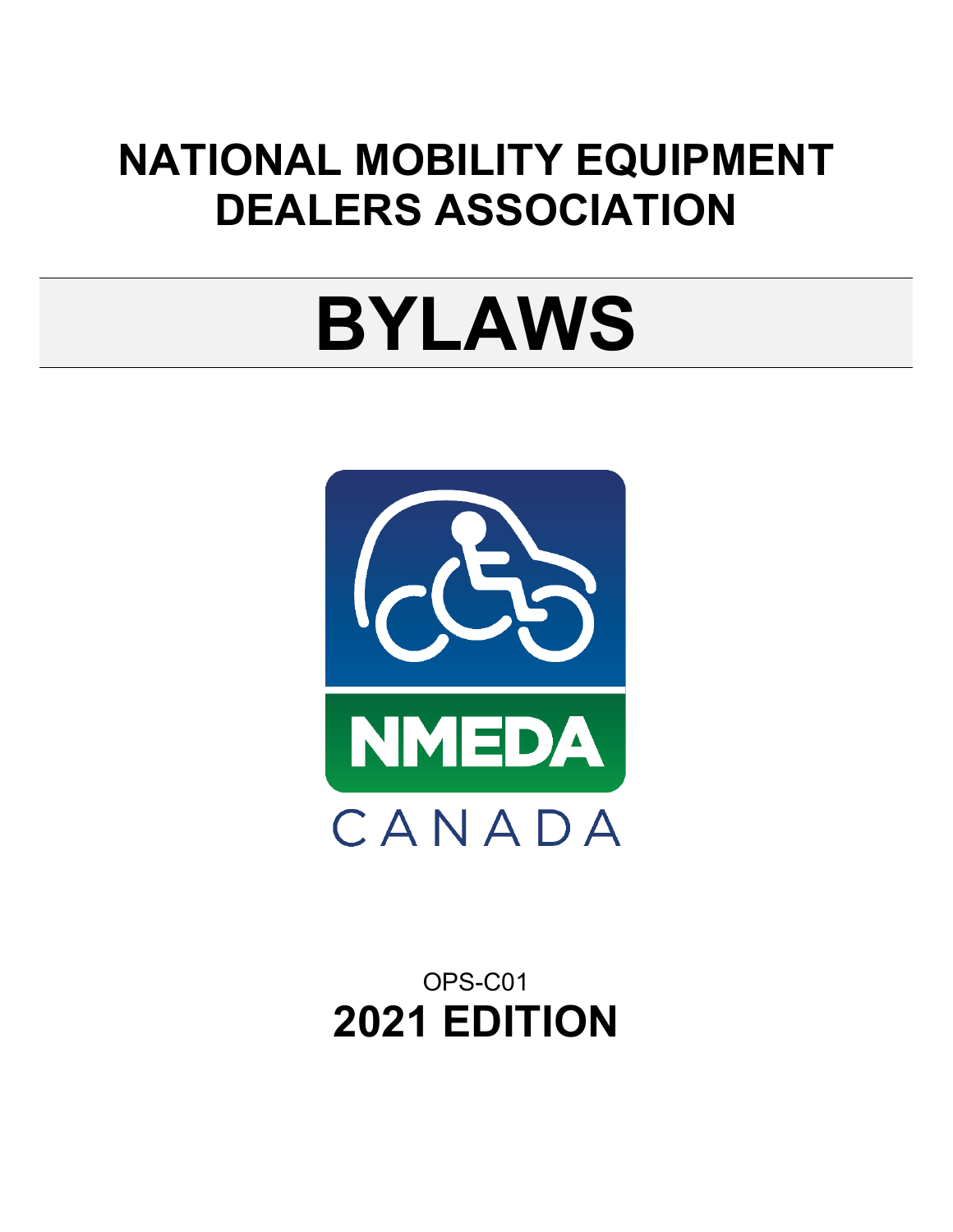# NATIONAL MOBILITY EQUIPMENT DEALERS ASSOCIATION

# BYLAWS

NMEDA

CANADA

OPS-C01

**2021 EDITION**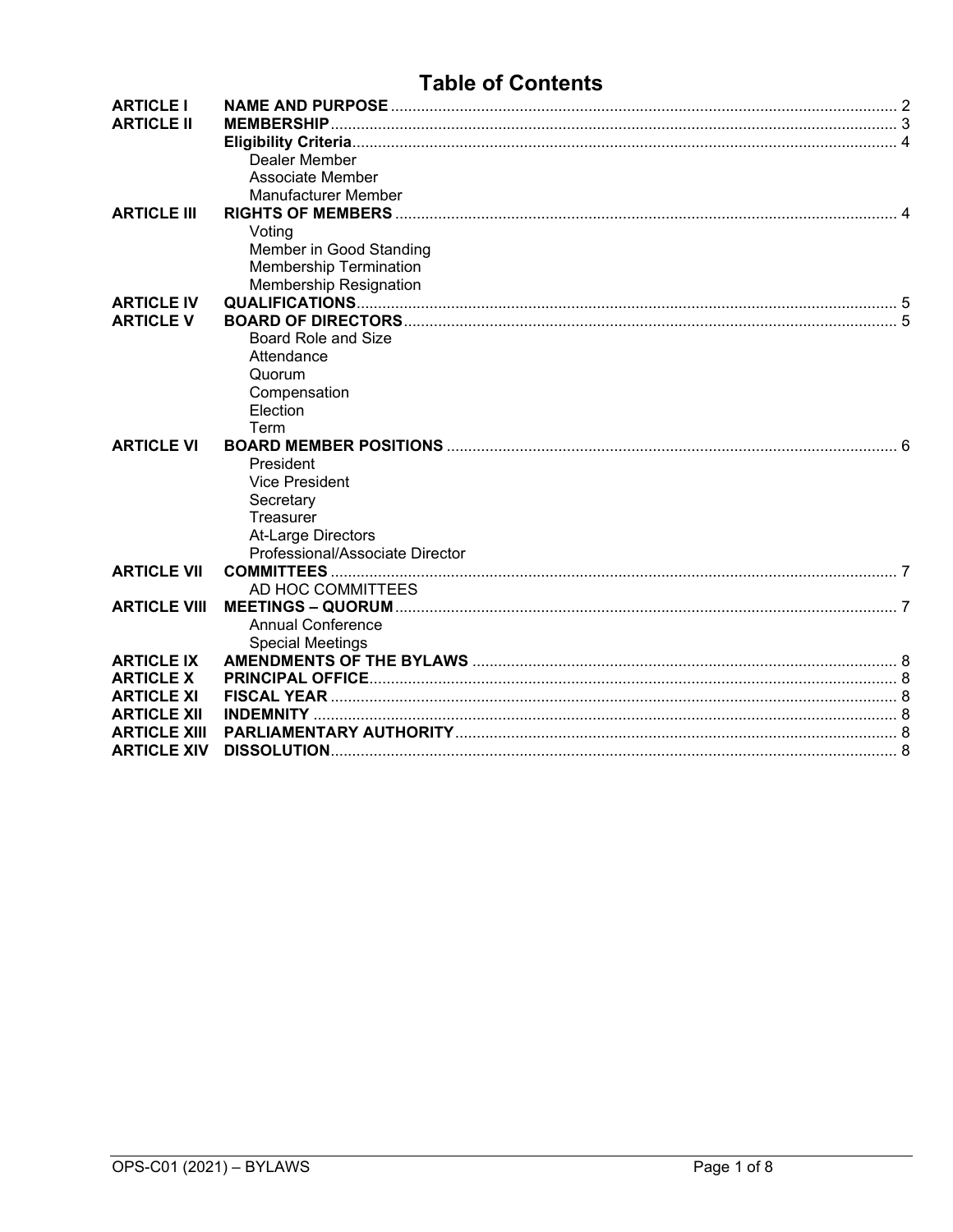# Table of Contents

| | | |
|---|---|---|
| **ARTICLE I** | **NAME AND PURPOSE** | 2 |
| **ARTICLE II** | **MEMBERSHIP** | 3 |
| | **Eligibility Criteria** | 4 |
| | Dealer Member | |
| | Associate Member | |
| | Manufacturer Member | |
| **ARTICLE III** | **RIGHTS OF MEMBERS** | 4 |
| | Voting | |
| | Member in Good Standing | |
| | Membership Termination | |
| | Membership Resignation | |
| **ARTICLE IV** | **QUALIFICATIONS** | 5 |
| **ARTICLE V** | **BOARD OF DIRECTORS** | 5 |
| | Board Role and Size | |
| | Attendance | |
| | Quorum | |
| | Compensation | |
| | Election | |
| | Term | |
| **ARTICLE VI** | **BOARD MEMBER POSITIONS** | 6 |
| | President | |
| | Vice President | |
| | Secretary | |
| | Treasurer | |
| | At-Large Directors | |
| | Professional/Associate Director | |
| **ARTICLE VII** | **COMMITTEES** | 7 |
| | AD HOC COMMITTEES | |
| **ARTICLE VIII** | **MEETINGS – QUORUM** | 7 |
| | Annual Conference | |
| | Special Meetings | |
| **ARTICLE IX** | **AMENDMENTS OF THE BYLAWS** | 8 |
| **ARTICLE X** | **PRINCIPAL OFFICE** | 8 |
| **ARTICLE XI** | **FISCAL YEAR** | 8 |
| **ARTICLE XII** | **INDEMNITY** | 8 |
| **ARTICLE XIII** | **PARLIAMENTARY AUTHORITY** | 8 |
| **ARTICLE XIV** | **DISSOLUTION** | 8 |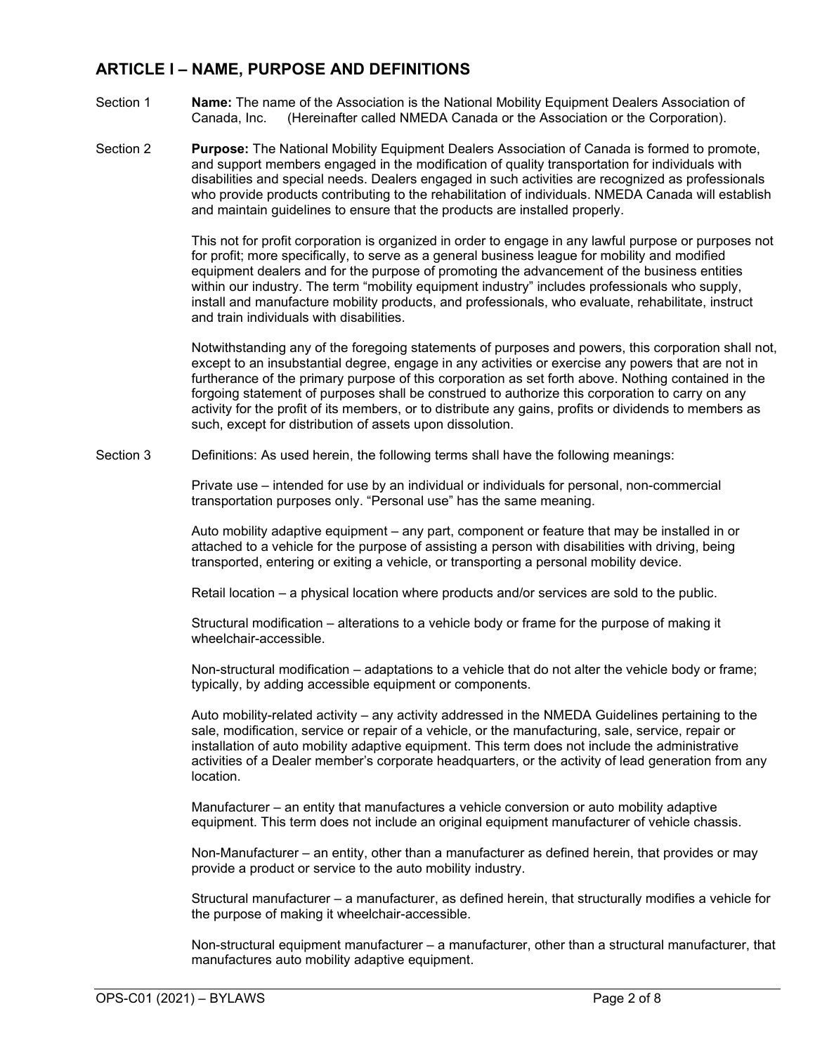## ARTICLE I – NAME, PURPOSE AND DEFINITIONS

Section 1 **Name:** The name of the Association is the National Mobility Equipment Dealers Association of Canada, Inc. (Hereinafter called NMEDA Canada or the Association or the Corporation).

Section 2 **Purpose:** The National Mobility Equipment Dealers Association of Canada is formed to promote, and support members engaged in the modification of quality transportation for individuals with disabilities and special needs. Dealers engaged in such activities are recognized as professionals who provide products contributing to the rehabilitation of individuals. NMEDA Canada will establish and maintain guidelines to ensure that the products are installed properly.

This not for profit corporation is organized in order to engage in any lawful purpose or purposes not for profit; more specifically, to serve as a general business league for mobility and modified equipment dealers and for the purpose of promoting the advancement of the business entities within our industry. The term "mobility equipment industry" includes professionals who supply, install and manufacture mobility products, and professionals, who evaluate, rehabilitate, instruct and train individuals with disabilities.

Notwithstanding any of the foregoing statements of purposes and powers, this corporation shall not, except to an insubstantial degree, engage in any activities or exercise any powers that are not in furtherance of the primary purpose of this corporation as set forth above. Nothing contained in the forgoing statement of purposes shall be construed to authorize this corporation to carry on any activity for the profit of its members, or to distribute any gains, profits or dividends to members as such, except for distribution of assets upon dissolution.

Section 3 Definitions: As used herein, the following terms shall have the following meanings:

Private use – intended for use by an individual or individuals for personal, non-commercial transportation purposes only. "Personal use" has the same meaning.

Auto mobility adaptive equipment – any part, component or feature that may be installed in or attached to a vehicle for the purpose of assisting a person with disabilities with driving, being transported, entering or exiting a vehicle, or transporting a personal mobility device.

Retail location – a physical location where products and/or services are sold to the public.

Structural modification – alterations to a vehicle body or frame for the purpose of making it wheelchair-accessible.

Non-structural modification – adaptations to a vehicle that do not alter the vehicle body or frame; typically, by adding accessible equipment or components.

Auto mobility-related activity – any activity addressed in the NMEDA Guidelines pertaining to the sale, modification, service or repair of a vehicle, or the manufacturing, sale, service, repair or installation of auto mobility adaptive equipment. This term does not include the administrative activities of a Dealer member's corporate headquarters, or the activity of lead generation from any location.

Manufacturer – an entity that manufactures a vehicle conversion or auto mobility adaptive equipment. This term does not include an original equipment manufacturer of vehicle chassis.

Non-Manufacturer – an entity, other than a manufacturer as defined herein, that provides or may provide a product or service to the auto mobility industry.

Structural manufacturer – a manufacturer, as defined herein, that structurally modifies a vehicle for the purpose of making it wheelchair-accessible.

Non-structural equipment manufacturer – a manufacturer, other than a structural manufacturer, that manufactures auto mobility adaptive equipment.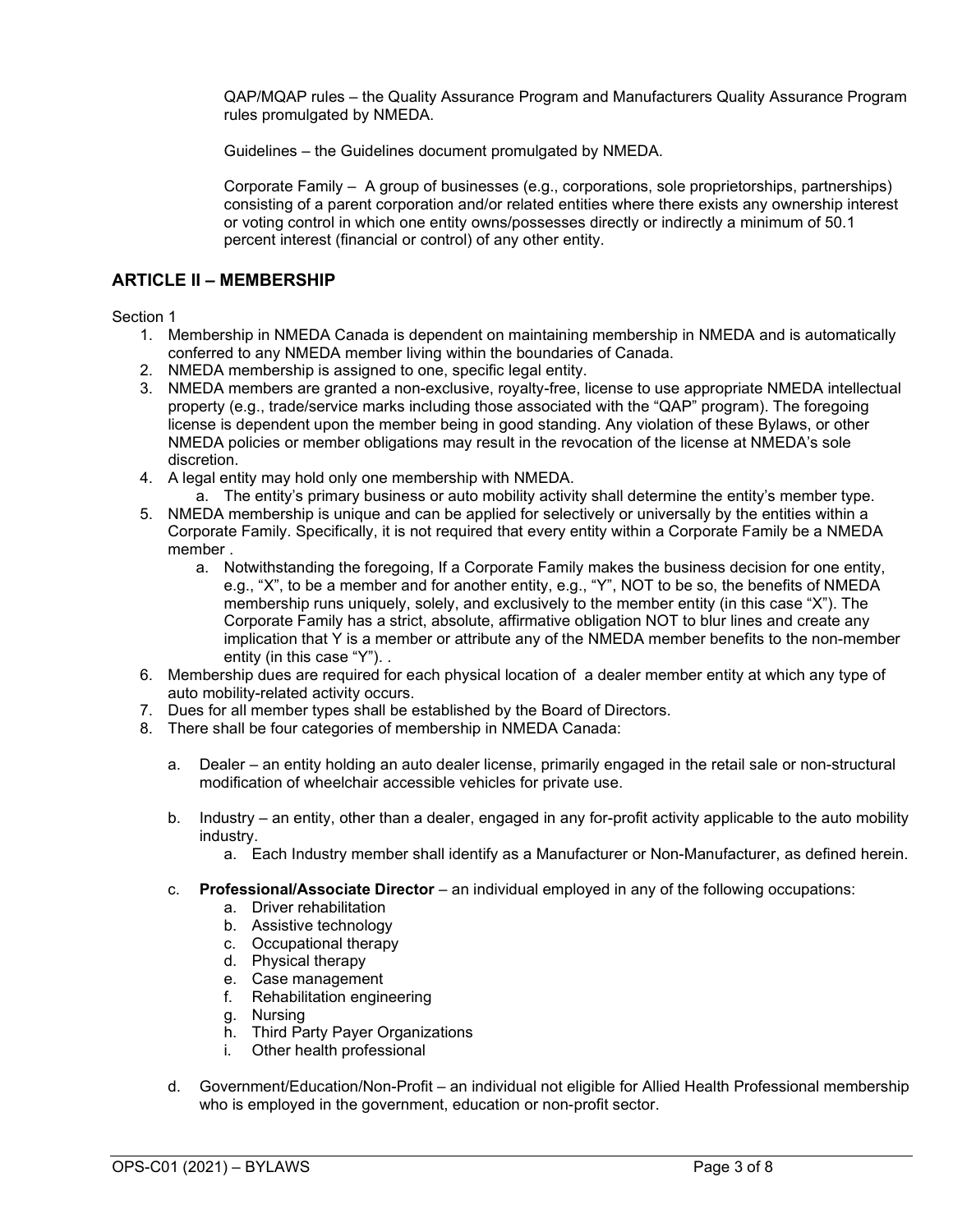QAP/MQAP rules – the Quality Assurance Program and Manufacturers Quality Assurance Program rules promulgated by NMEDA.

Guidelines – the Guidelines document promulgated by NMEDA.

Corporate Family – A group of businesses (e.g., corporations, sole proprietorships, partnerships) consisting of a parent corporation and/or related entities where there exists any ownership interest or voting control in which one entity owns/possesses directly or indirectly a minimum of 50.1 percent interest (financial or control) of any other entity.

## ARTICLE II – MEMBERSHIP

Section 1

1. Membership in NMEDA Canada is dependent on maintaining membership in NMEDA and is automatically conferred to any NMEDA member living within the boundaries of Canada.
2. NMEDA membership is assigned to one, specific legal entity.
3. NMEDA members are granted a non-exclusive, royalty-free, license to use appropriate NMEDA intellectual property (e.g., trade/service marks including those associated with the "QAP" program). The foregoing license is dependent upon the member being in good standing. Any violation of these Bylaws, or other NMEDA policies or member obligations may result in the revocation of the license at NMEDA's sole discretion.
4. A legal entity may hold only one membership with NMEDA.
   a. The entity's primary business or auto mobility activity shall determine the entity's member type.
5. NMEDA membership is unique and can be applied for selectively or universally by the entities within a Corporate Family. Specifically, it is not required that every entity within a Corporate Family be a NMEDA member .
   a. Notwithstanding the foregoing, If a Corporate Family makes the business decision for one entity, e.g., "X", to be a member and for another entity, e.g., "Y", NOT to be so, the benefits of NMEDA membership runs uniquely, solely, and exclusively to the member entity (in this case "X"). The Corporate Family has a strict, absolute, affirmative obligation NOT to blur lines and create any implication that Y is a member or attribute any of the NMEDA member benefits to the non-member entity (in this case "Y"). .
6. Membership dues are required for each physical location of a dealer member entity at which any type of auto mobility-related activity occurs.
7. Dues for all member types shall be established by the Board of Directors.
8. There shall be four categories of membership in NMEDA Canada:

   a. Dealer – an entity holding an auto dealer license, primarily engaged in the retail sale or non-structural modification of wheelchair accessible vehicles for private use.

   b. Industry – an entity, other than a dealer, engaged in any for-profit activity applicable to the auto mobility industry.
      a. Each Industry member shall identify as a Manufacturer or Non-Manufacturer, as defined herein.

   c. **Professional/Associate Director** – an individual employed in any of the following occupations:
      a. Driver rehabilitation
      b. Assistive technology
      c. Occupational therapy
      d. Physical therapy
      e. Case management
      f. Rehabilitation engineering
      g. Nursing
      h. Third Party Payer Organizations
      i. Other health professional

   d. Government/Education/Non-Profit – an individual not eligible for Allied Health Professional membership who is employed in the government, education or non-profit sector.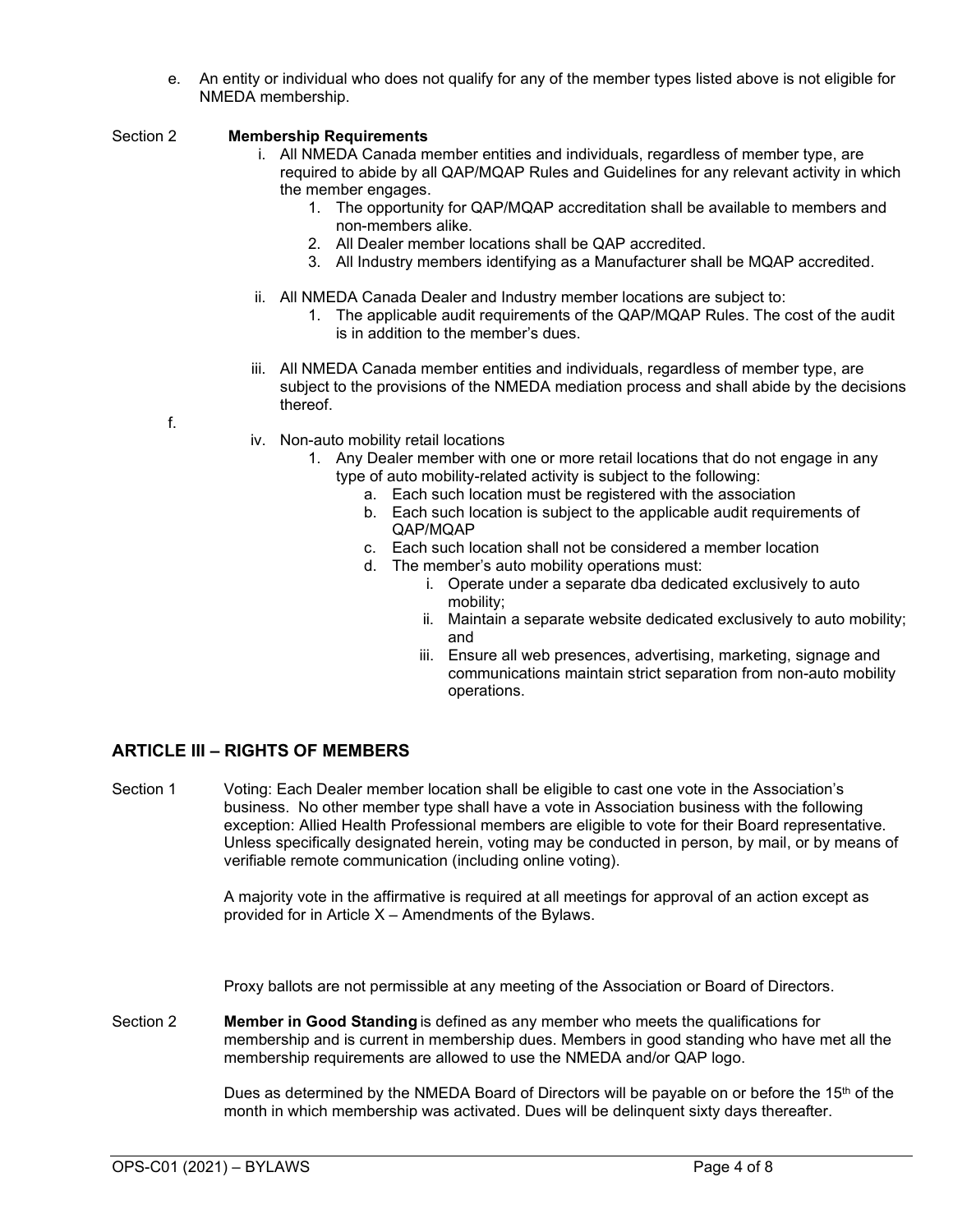e. An entity or individual who does not qualify for any of the member types listed above is not eligible for NMEDA membership.

Section 2 **Membership Requirements**

- i. All NMEDA Canada member entities and individuals, regardless of member type, are required to abide by all QAP/MQAP Rules and Guidelines for any relevant activity in which the member engages.
    1. The opportunity for QAP/MQAP accreditation shall be available to members and non-members alike.
    2. All Dealer member locations shall be QAP accredited.
    3. All Industry members identifying as a Manufacturer shall be MQAP accredited.
- ii. All NMEDA Canada Dealer and Industry member locations are subject to:
    1. The applicable audit requirements of the QAP/MQAP Rules. The cost of the audit is in addition to the member's dues.
- iii. All NMEDA Canada member entities and individuals, regardless of member type, are subject to the provisions of the NMEDA mediation process and shall abide by the decisions thereof.

f.

- iv. Non-auto mobility retail locations
    1. Any Dealer member with one or more retail locations that do not engage in any type of auto mobility-related activity is subject to the following:
        - a. Each such location must be registered with the association
        - b. Each such location is subject to the applicable audit requirements of QAP/MQAP
        - c. Each such location shall not be considered a member location
        - d. The member's auto mobility operations must:
            - i. Operate under a separate dba dedicated exclusively to auto mobility;
            - ii. Maintain a separate website dedicated exclusively to auto mobility; and
            - iii. Ensure all web presences, advertising, marketing, signage and communications maintain strict separation from non-auto mobility operations.

## ARTICLE III – RIGHTS OF MEMBERS

Section 1 Voting: Each Dealer member location shall be eligible to cast one vote in the Association's business. No other member type shall have a vote in Association business with the following exception: Allied Health Professional members are eligible to vote for their Board representative. Unless specifically designated herein, voting may be conducted in person, by mail, or by means of verifiable remote communication (including online voting).

A majority vote in the affirmative is required at all meetings for approval of an action except as provided for in Article X – Amendments of the Bylaws.

Proxy ballots are not permissible at any meeting of the Association or Board of Directors.

Section 2 **Member in Good Standing** is defined as any member who meets the qualifications for membership and is current in membership dues. Members in good standing who have met all the membership requirements are allowed to use the NMEDA and/or QAP logo.

Dues as determined by the NMEDA Board of Directors will be payable on or before the 15th of the month in which membership was activated. Dues will be delinquent sixty days thereafter.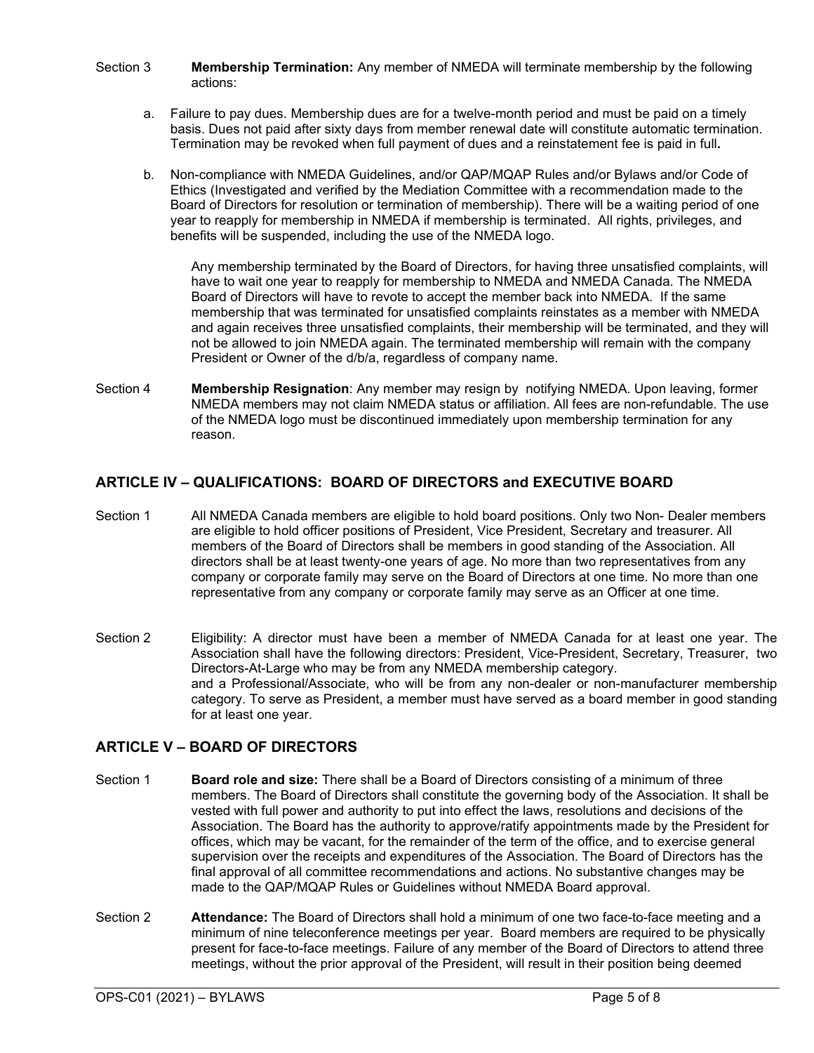Section 3 **Membership Termination:** Any member of NMEDA will terminate membership by the following actions:

a. Failure to pay dues. Membership dues are for a twelve-month period and must be paid on a timely basis. Dues not paid after sixty days from member renewal date will constitute automatic termination. Termination may be revoked when full payment of dues and a reinstatement fee is paid in full**.**

b. Non-compliance with NMEDA Guidelines, and/or QAP/MQAP Rules and/or Bylaws and/or Code of Ethics (Investigated and verified by the Mediation Committee with a recommendation made to the Board of Directors for resolution or termination of membership). There will be a waiting period of one year to reapply for membership in NMEDA if membership is terminated. All rights, privileges, and benefits will be suspended, including the use of the NMEDA logo.

   Any membership terminated by the Board of Directors, for having three unsatisfied complaints, will have to wait one year to reapply for membership to NMEDA and NMEDA Canada. The NMEDA Board of Directors will have to revote to accept the member back into NMEDA. If the same membership that was terminated for unsatisfied complaints reinstates as a member with NMEDA and again receives three unsatisfied complaints, their membership will be terminated, and they will not be allowed to join NMEDA again. The terminated membership will remain with the company President or Owner of the d/b/a, regardless of company name.

Section 4 **Membership Resignation**: Any member may resign by notifying NMEDA. Upon leaving, former NMEDA members may not claim NMEDA status or affiliation. All fees are non-refundable. The use of the NMEDA logo must be discontinued immediately upon membership termination for any reason.

## ARTICLE IV – QUALIFICATIONS: BOARD OF DIRECTORS and EXECUTIVE BOARD

Section 1 All NMEDA Canada members are eligible to hold board positions. Only two Non- Dealer members are eligible to hold officer positions of President, Vice President, Secretary and treasurer. All members of the Board of Directors shall be members in good standing of the Association. All directors shall be at least twenty-one years of age. No more than two representatives from any company or corporate family may serve on the Board of Directors at one time. No more than one representative from any company or corporate family may serve as an Officer at one time.

Section 2 Eligibility: A director must have been a member of NMEDA Canada for at least one year. The Association shall have the following directors: President, Vice-President, Secretary, Treasurer, two Directors-At-Large who may be from any NMEDA membership category.
and a Professional/Associate, who will be from any non-dealer or non-manufacturer membership category. To serve as President, a member must have served as a board member in good standing for at least one year.

## ARTICLE V – BOARD OF DIRECTORS

Section 1 **Board role and size:** There shall be a Board of Directors consisting of a minimum of three members. The Board of Directors shall constitute the governing body of the Association. It shall be vested with full power and authority to put into effect the laws, resolutions and decisions of the Association. The Board has the authority to approve/ratify appointments made by the President for offices, which may be vacant, for the remainder of the term of the office, and to exercise general supervision over the receipts and expenditures of the Association. The Board of Directors has the final approval of all committee recommendations and actions. No substantive changes may be made to the QAP/MQAP Rules or Guidelines without NMEDA Board approval.

Section 2 **Attendance:** The Board of Directors shall hold a minimum of one two face-to-face meeting and a minimum of nine teleconference meetings per year. Board members are required to be physically present for face-to-face meetings. Failure of any member of the Board of Directors to attend three meetings, without the prior approval of the President, will result in their position being deemed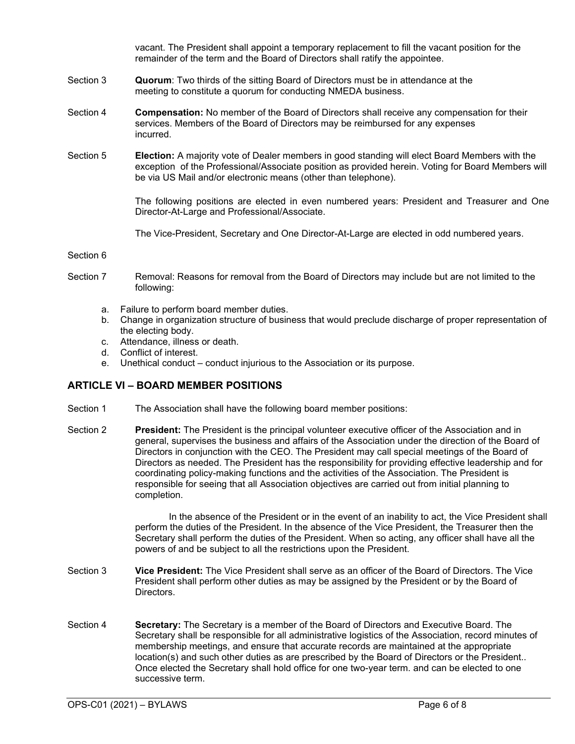vacant. The President shall appoint a temporary replacement to fill the vacant position for the remainder of the term and the Board of Directors shall ratify the appointee.

Section 3 **Quorum**: Two thirds of the sitting Board of Directors must be in attendance at the meeting to constitute a quorum for conducting NMEDA business.

Section 4 **Compensation:** No member of the Board of Directors shall receive any compensation for their services. Members of the Board of Directors may be reimbursed for any expenses incurred.

Section 5 **Election:** A majority vote of Dealer members in good standing will elect Board Members with the exception of the Professional/Associate position as provided herein. Voting for Board Members will be via US Mail and/or electronic means (other than telephone).

The following positions are elected in even numbered years: President and Treasurer and One Director-At-Large and Professional/Associate.

The Vice-President, Secretary and One Director-At-Large are elected in odd numbered years.

Section 6

Section 7 Removal: Reasons for removal from the Board of Directors may include but are not limited to the following:

a. Failure to perform board member duties.
b. Change in organization structure of business that would preclude discharge of proper representation of the electing body.
c. Attendance, illness or death.
d. Conflict of interest.
e. Unethical conduct – conduct injurious to the Association or its purpose.

## ARTICLE VI – BOARD MEMBER POSITIONS

Section 1 The Association shall have the following board member positions:

Section 2 **President:** The President is the principal volunteer executive officer of the Association and in general, supervises the business and affairs of the Association under the direction of the Board of Directors in conjunction with the CEO. The President may call special meetings of the Board of Directors as needed. The President has the responsibility for providing effective leadership and for coordinating policy-making functions and the activities of the Association. The President is responsible for seeing that all Association objectives are carried out from initial planning to completion.

In the absence of the President or in the event of an inability to act, the Vice President shall perform the duties of the President. In the absence of the Vice President, the Treasurer then the Secretary shall perform the duties of the President. When so acting, any officer shall have all the powers of and be subject to all the restrictions upon the President.

Section 3 **Vice President:** The Vice President shall serve as an officer of the Board of Directors. The Vice President shall perform other duties as may be assigned by the President or by the Board of Directors.

Section 4 **Secretary:** The Secretary is a member of the Board of Directors and Executive Board. The Secretary shall be responsible for all administrative logistics of the Association, record minutes of membership meetings, and ensure that accurate records are maintained at the appropriate location(s) and such other duties as are prescribed by the Board of Directors or the President.. Once elected the Secretary shall hold office for one two-year term. and can be elected to one successive term.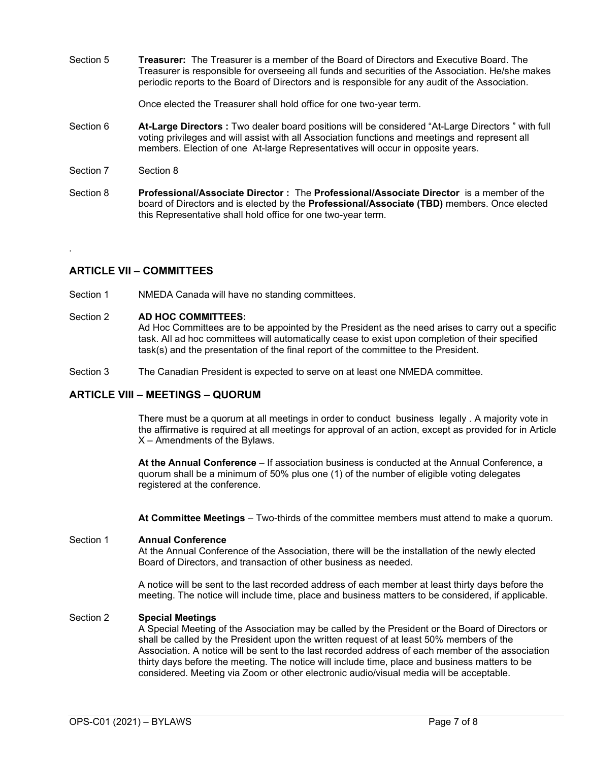Section 5 **Treasurer:** The Treasurer is a member of the Board of Directors and Executive Board. The Treasurer is responsible for overseeing all funds and securities of the Association. He/she makes periodic reports to the Board of Directors and is responsible for any audit of the Association.

Once elected the Treasurer shall hold office for one two-year term.

Section 6 **At-Large Directors :** Two dealer board positions will be considered "At-Large Directors " with full voting privileges and will assist with all Association functions and meetings and represent all members. Election of one At-large Representatives will occur in opposite years.

Section 7 Section 8

Section 8 **Professional/Associate Director :** The **Professional/Associate Director** is a member of the board of Directors and is elected by the **Professional/Associate (TBD)** members. Once elected this Representative shall hold office for one two-year term.

.

## ARTICLE VII – COMMITTEES

Section 1 NMEDA Canada will have no standing committees.

Section 2 **AD HOC COMMITTEES:**
Ad Hoc Committees are to be appointed by the President as the need arises to carry out a specific task. All ad hoc committees will automatically cease to exist upon completion of their specified task(s) and the presentation of the final report of the committee to the President.

Section 3 The Canadian President is expected to serve on at least one NMEDA committee.

## ARTICLE VIII – MEETINGS – QUORUM

There must be a quorum at all meetings in order to conduct business legally . A majority vote in the affirmative is required at all meetings for approval of an action, except as provided for in Article X – Amendments of the Bylaws.

**At the Annual Conference** – If association business is conducted at the Annual Conference, a quorum shall be a minimum of 50% plus one (1) of the number of eligible voting delegates registered at the conference.

**At Committee Meetings** – Two-thirds of the committee members must attend to make a quorum.

Section 1 **Annual Conference**
At the Annual Conference of the Association, there will be the installation of the newly elected Board of Directors, and transaction of other business as needed.

A notice will be sent to the last recorded address of each member at least thirty days before the meeting. The notice will include time, place and business matters to be considered, if applicable.

Section 2 **Special Meetings**
A Special Meeting of the Association may be called by the President or the Board of Directors or shall be called by the President upon the written request of at least 50% members of the Association. A notice will be sent to the last recorded address of each member of the association thirty days before the meeting. The notice will include time, place and business matters to be considered. Meeting via Zoom or other electronic audio/visual media will be acceptable.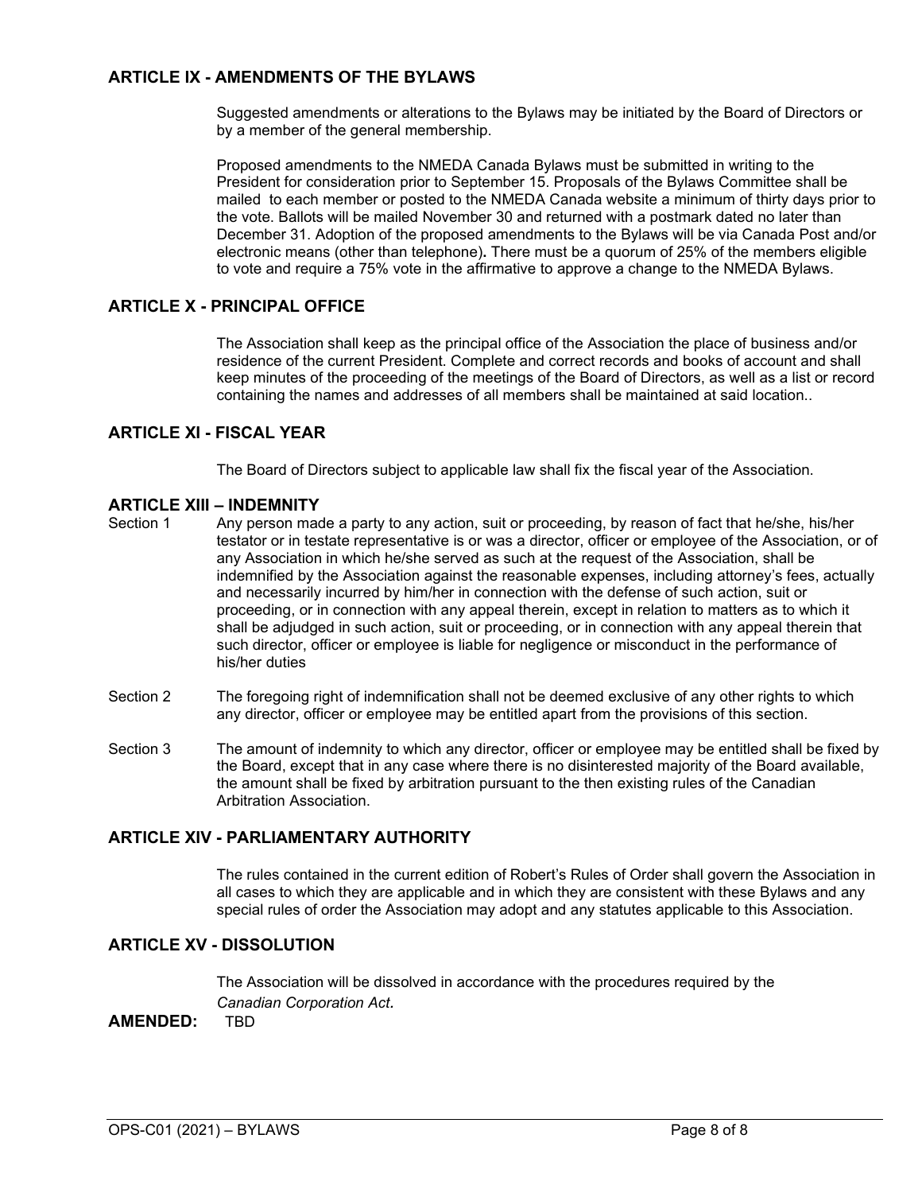## ARTICLE IX - AMENDMENTS OF THE BYLAWS

Suggested amendments or alterations to the Bylaws may be initiated by the Board of Directors or by a member of the general membership.

Proposed amendments to the NMEDA Canada Bylaws must be submitted in writing to the President for consideration prior to September 15. Proposals of the Bylaws Committee shall be mailed to each member or posted to the NMEDA Canada website a minimum of thirty days prior to the vote. Ballots will be mailed November 30 and returned with a postmark dated no later than December 31. Adoption of the proposed amendments to the Bylaws will be via Canada Post and/or electronic means (other than telephone). There must be a quorum of 25% of the members eligible to vote and require a 75% vote in the affirmative to approve a change to the NMEDA Bylaws.

## ARTICLE X - PRINCIPAL OFFICE

The Association shall keep as the principal office of the Association the place of business and/or residence of the current President. Complete and correct records and books of account and shall keep minutes of the proceeding of the meetings of the Board of Directors, as well as a list or record containing the names and addresses of all members shall be maintained at said location..

## ARTICLE XI - FISCAL YEAR

The Board of Directors subject to applicable law shall fix the fiscal year of the Association.

## ARTICLE XIII – INDEMNITY

Section 1 Any person made a party to any action, suit or proceeding, by reason of fact that he/she, his/her testator or in testate representative is or was a director, officer or employee of the Association, or of any Association in which he/she served as such at the request of the Association, shall be indemnified by the Association against the reasonable expenses, including attorney's fees, actually and necessarily incurred by him/her in connection with the defense of such action, suit or proceeding, or in connection with any appeal therein, except in relation to matters as to which it shall be adjudged in such action, suit or proceeding, or in connection with any appeal therein that such director, officer or employee is liable for negligence or misconduct in the performance of his/her duties

Section 2 The foregoing right of indemnification shall not be deemed exclusive of any other rights to which any director, officer or employee may be entitled apart from the provisions of this section.

Section 3 The amount of indemnity to which any director, officer or employee may be entitled shall be fixed by the Board, except that in any case where there is no disinterested majority of the Board available, the amount shall be fixed by arbitration pursuant to the then existing rules of the Canadian Arbitration Association.

## ARTICLE XIV - PARLIAMENTARY AUTHORITY

The rules contained in the current edition of Robert's Rules of Order shall govern the Association in all cases to which they are applicable and in which they are consistent with these Bylaws and any special rules of order the Association may adopt and any statutes applicable to this Association.

## ARTICLE XV - DISSOLUTION

The Association will be dissolved in accordance with the procedures required by the *Canadian Corporation Act*.

**AMENDED:** TBD